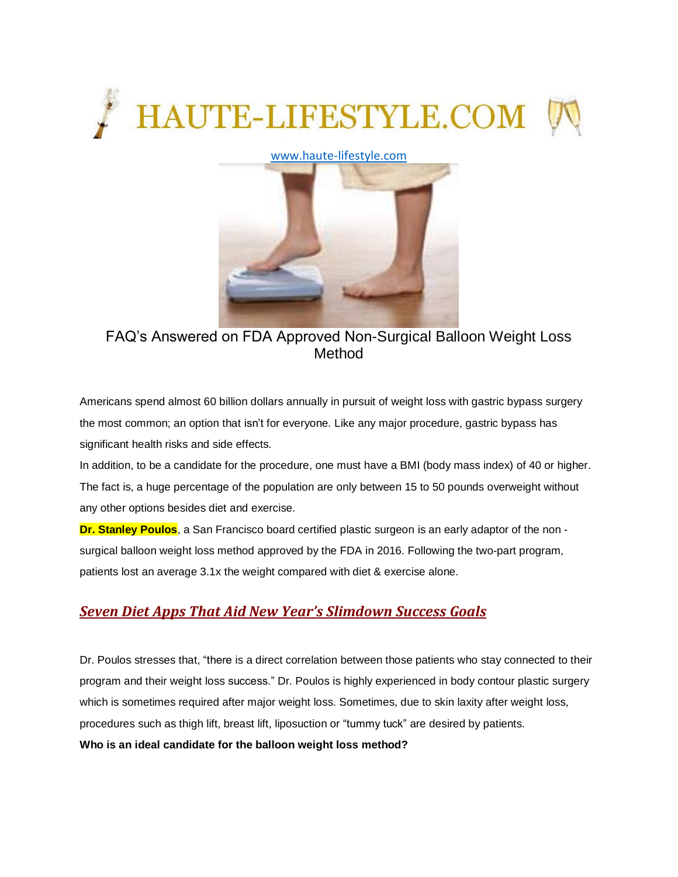# HAUTE-LIFESTYLE.COM

www.haute-lifestyle.com

## FAQ's Answered on FDA Approved Non-Surgical Balloon Weight Loss Method

Americans spend almost 60 billion dollars annually in pursuit of weight loss with gastric bypass surgery the most common; an option that isn't for everyone. Like any major procedure, gastric bypass has significant health risks and side effects.

In addition, to be a candidate for the procedure, one must have a BMI (body mass index) of 40 or higher. The fact is, a huge percentage of the population are only between 15 to 50 pounds overweight without any other options besides diet and exercise.

**Dr. Stanley Poulos**, a San Francisco board certified plastic surgeon is an early adaptor of the non - surgical balloon weight loss method approved by the FDA in 2016. Following the two-part program, patients lost an average 3.1x the weight compared with diet & exercise alone.

### *Seven Diet Apps That Aid New Year's Slimdown Success Goals*

Dr. Poulos stresses that, "there is a direct correlation between those patients who stay connected to their program and their weight loss success." Dr. Poulos is highly experienced in body contour plastic surgery which is sometimes required after major weight loss. Sometimes, due to skin laxity after weight loss, procedures such as thigh lift, breast lift, liposuction or "tummy tuck" are desired by patients.

**Who is an ideal candidate for the balloon weight loss method?**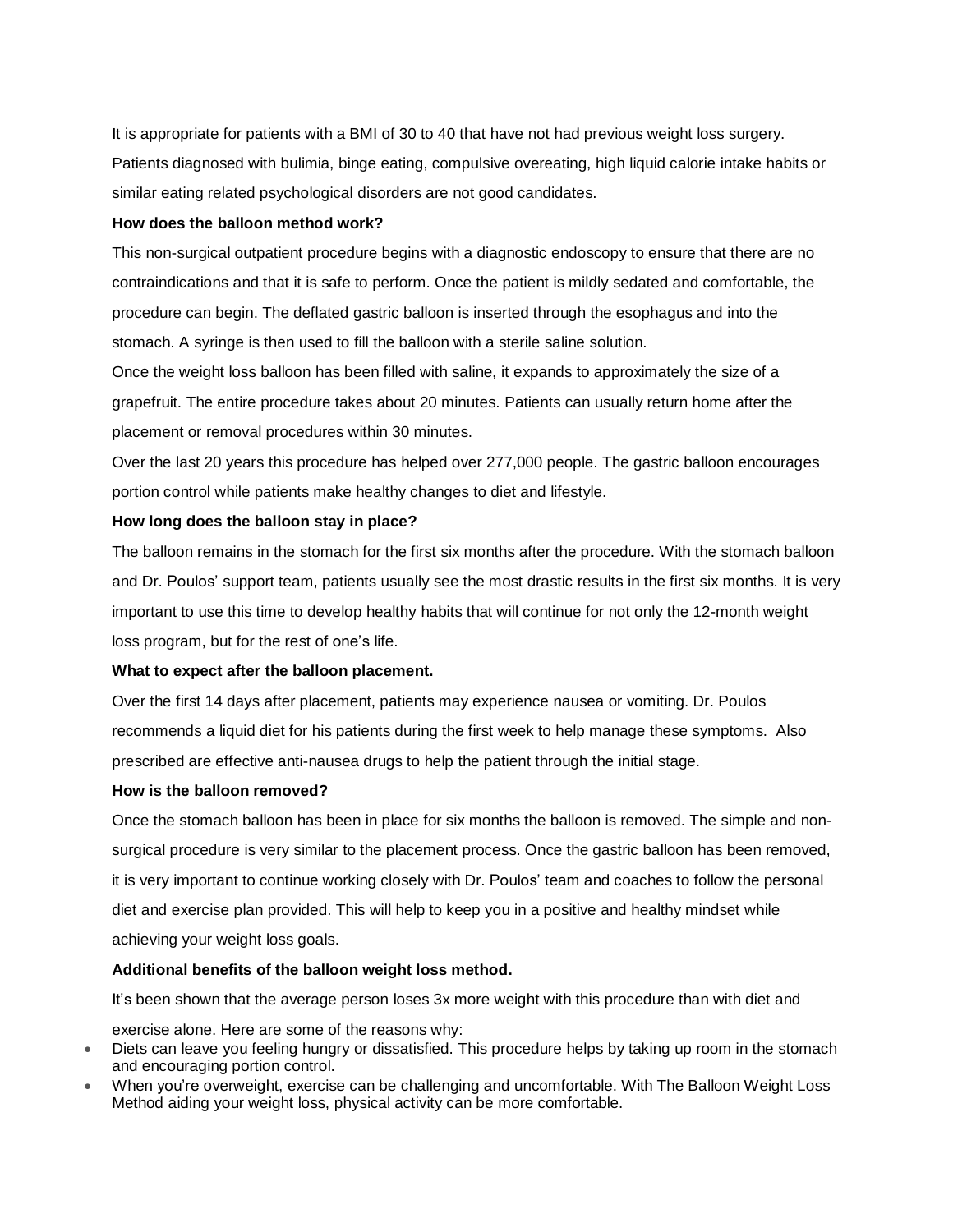It is appropriate for patients with a BMI of 30 to 40 that have not had previous weight loss surgery. Patients diagnosed with bulimia, binge eating, compulsive overeating, high liquid calorie intake habits or similar eating related psychological disorders are not good candidates.

**How does the balloon method work?**

This non-surgical outpatient procedure begins with a diagnostic endoscopy to ensure that there are no contraindications and that it is safe to perform. Once the patient is mildly sedated and comfortable, the procedure can begin. The deflated gastric balloon is inserted through the esophagus and into the stomach. A syringe is then used to fill the balloon with a sterile saline solution.

Once the weight loss balloon has been filled with saline, it expands to approximately the size of a grapefruit. The entire procedure takes about 20 minutes. Patients can usually return home after the placement or removal procedures within 30 minutes.

Over the last 20 years this procedure has helped over 277,000 people. The gastric balloon encourages portion control while patients make healthy changes to diet and lifestyle.

**How long does the balloon stay in place?**

The balloon remains in the stomach for the first six months after the procedure. With the stomach balloon and Dr. Poulos' support team, patients usually see the most drastic results in the first six months. It is very important to use this time to develop healthy habits that will continue for not only the 12-month weight loss program, but for the rest of one's life.

**What to expect after the balloon placement.**

Over the first 14 days after placement, patients may experience nausea or vomiting. Dr. Poulos recommends a liquid diet for his patients during the first week to help manage these symptoms. Also prescribed are effective anti-nausea drugs to help the patient through the initial stage.

**How is the balloon removed?**

Once the stomach balloon has been in place for six months the balloon is removed. The simple and non-surgical procedure is very similar to the placement process. Once the gastric balloon has been removed, it is very important to continue working closely with Dr. Poulos' team and coaches to follow the personal diet and exercise plan provided. This will help to keep you in a positive and healthy mindset while achieving your weight loss goals.

**Additional benefits of the balloon weight loss method.**

It's been shown that the average person loses 3x more weight with this procedure than with diet and exercise alone. Here are some of the reasons why:

- Diets can leave you feeling hungry or dissatisfied. This procedure helps by taking up room in the stomach and encouraging portion control.
- When you're overweight, exercise can be challenging and uncomfortable. With The Balloon Weight Loss Method aiding your weight loss, physical activity can be more comfortable.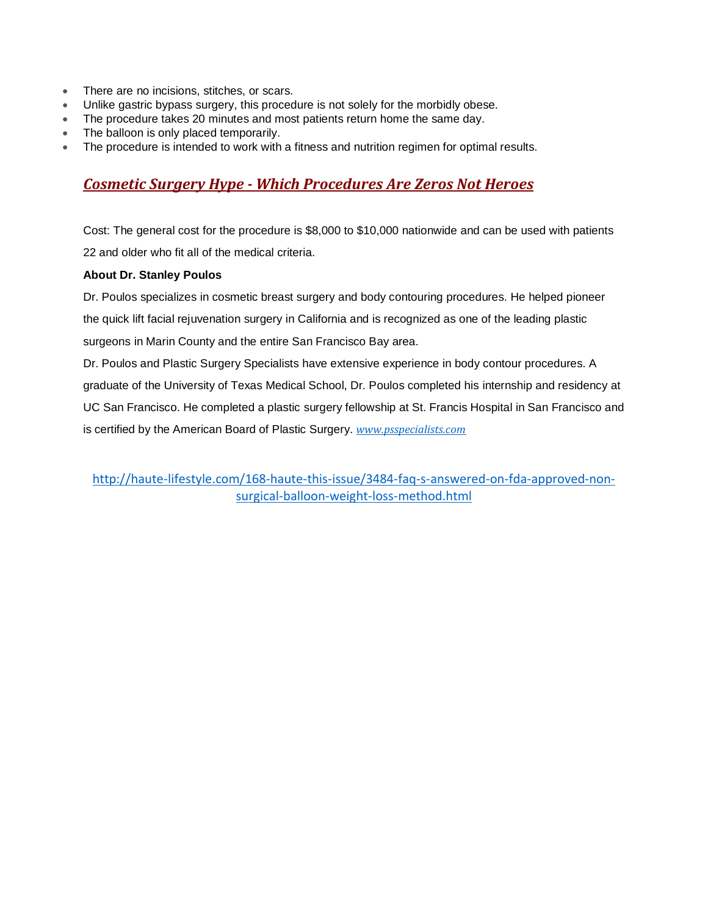- There are no incisions, stitches, or scars.
- Unlike gastric bypass surgery, this procedure is not solely for the morbidly obese.
- The procedure takes 20 minutes and most patients return home the same day.
- The balloon is only placed temporarily.
- The procedure is intended to work with a fitness and nutrition regimen for optimal results.

## *Cosmetic Surgery Hype - Which Procedures Are Zeros Not Heroes*

Cost: The general cost for the procedure is $8,000 to $10,000 nationwide and can be used with patients 22 and older who fit all of the medical criteria.

**About Dr. Stanley Poulos**

Dr. Poulos specializes in cosmetic breast surgery and body contouring procedures. He helped pioneer the quick lift facial rejuvenation surgery in California and is recognized as one of the leading plastic surgeons in Marin County and the entire San Francisco Bay area.

Dr. Poulos and Plastic Surgery Specialists have extensive experience in body contour procedures. A graduate of the University of Texas Medical School, Dr. Poulos completed his internship and residency at UC San Francisco. He completed a plastic surgery fellowship at St. Francis Hospital in San Francisco and is certified by the American Board of Plastic Surgery. *www.psspecialists.com*

http://haute-lifestyle.com/168-haute-this-issue/3484-faq-s-answered-on-fda-approved-non-surgical-balloon-weight-loss-method.html